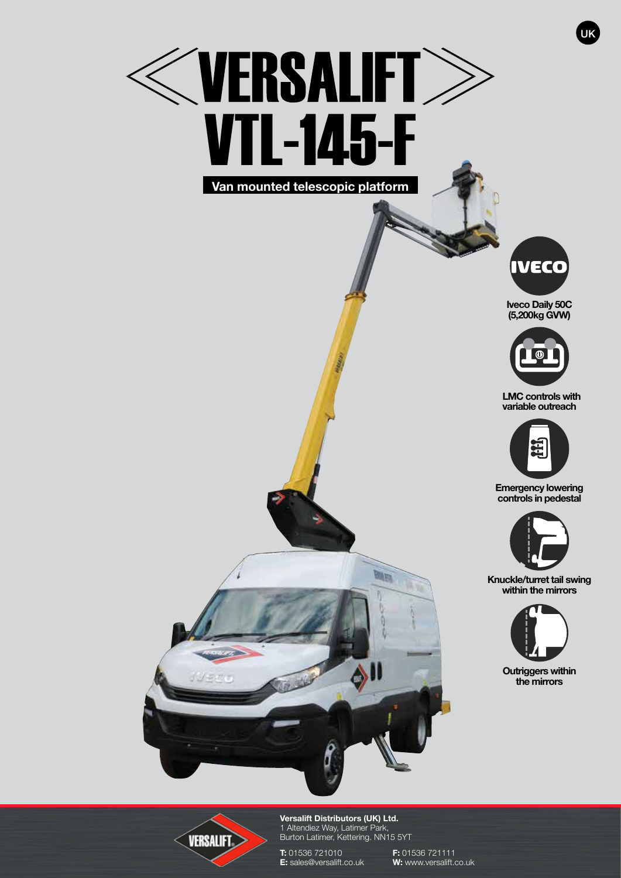UK

# VERSALIFT

# VTL-145-F

**Van mounted telescopic platform**

**Iveco Daily 50C (5,200kg GVW)**

**LMC controls with variable outreach**

**Emergency lowering controls in pedestal**

**Knuckle/turret tail swing within the mirrors**

**Outriggers within the mirrors**

**Versalift Distributors (UK) Ltd.**
1 Altendiez Way, Latimer Park,
Burton Latimer, Kettering. NN15 5YT

**T:** 01536 721010
**F:** 01536 721111
**E:** sales@versalift.co.uk
**W:** www.versalift.co.uk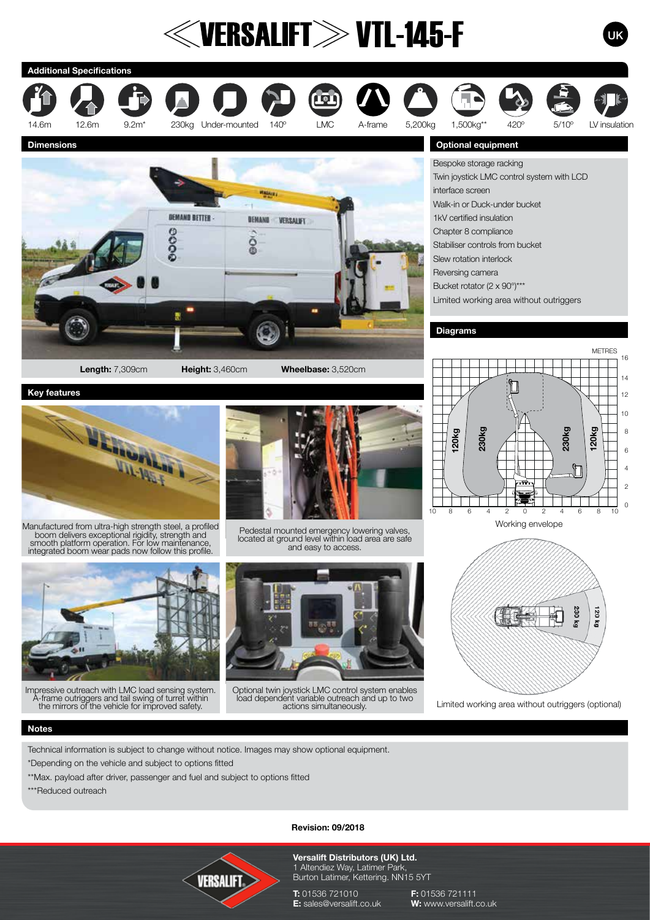# VERSALIFT VTL-145-F

UK

## Additional Specifications

14.6m | 12.6m | 9.2m* | 230kg | Under-mounted | 140º | LMC | A-frame | 5,200kg | 1,500kg** | 420º | 5/10º | LV insulation

## Dimensions

**Length:** 7,309cm **Height:** 3,460cm **Wheelbase:** 3,520cm

## Optional equipment

- Bespoke storage racking
- Twin joystick LMC control system with LCD interface screen
- Walk-in or Duck-under bucket
- 1kV certified insulation
- Chapter 8 compliance
- Stabiliser controls from bucket
- Slew rotation interlock
- Reversing camera
- Bucket rotator (2 x 90º)***
- Limited working area without outriggers

## Key features

Manufactured from ultra-high strength steel, a profiled boom delivers exceptional rigidity, strength and smooth platform operation. For low maintenance, integrated boom wear pads now follow this profile.

Pedestal mounted emergency lowering valves, located at ground level within load area are safe and easy to access.

Impressive outreach with LMC load sensing system. A-frame outriggers and tail swing of turret within the mirrors of the vehicle for improved safety.

Optional twin joystick LMC control system enables load dependent variable outreach and up to two actions simultaneously.

## Diagrams

METRES

16
14
12
10
8
6
4
2
0

10 8 6 4 2 0 2 4 6 8 10

120kg 230kg 230kg 120kg

Working envelope

230 kg 120 kg

Limited working area without outriggers (optional)

## Notes

Technical information is subject to change without notice. Images may show optional equipment.

*Depending on the vehicle and subject to options fitted

**Max. payload after driver, passenger and fuel and subject to options fitted

***Reduced outreach

**Revision: 09/2018**

**Versalift Distributors (UK) Ltd.**
1 Altendiez Way, Latimer Park,
Burton Latimer, Kettering. NN15 5YT

**T:** 01536 721010 **F:** 01536 721111
**E:** sales@versalift.co.uk **W:** www.versalift.co.uk